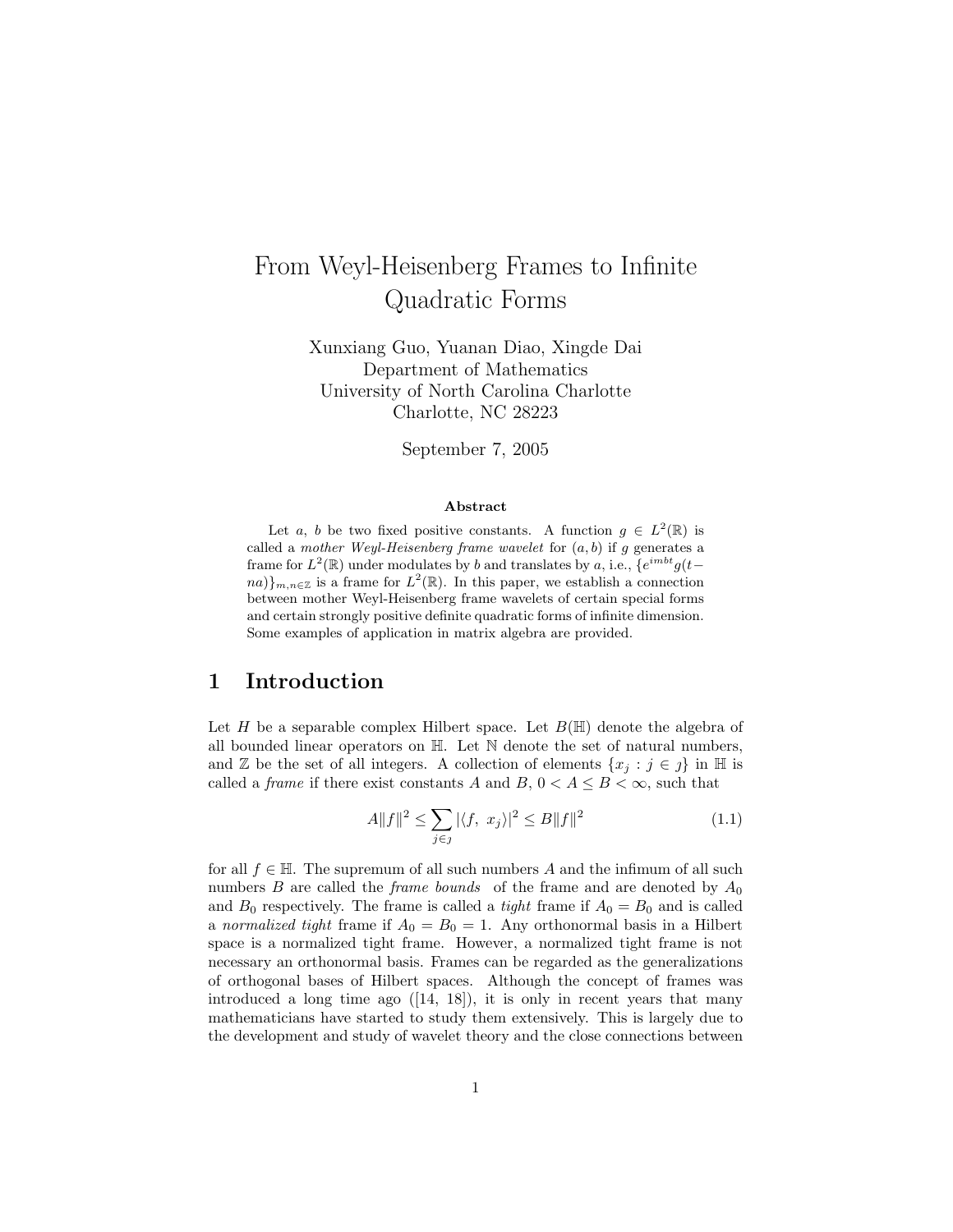# From Weyl-Heisenberg Frames to Infinite Quadratic Forms

Xunxiang Guo, Yuanan Diao, Xingde Dai
Department of Mathematics
University of North Carolina Charlotte
Charlotte, NC 28223

September 7, 2005

### Abstract

Let $a$, $b$ be two fixed positive constants. A function $g \in L^2(\mathbb{R})$ is called a *mother Weyl-Heisenberg frame wavelet* for $(a, b)$ if $g$ generates a frame for $L^2(\mathbb{R})$ under modulates by $b$ and translates by $a$, i.e., $\{e^{imbt}g(t-na)\}_{m,n\in\mathbb{Z}}$ is a frame for $L^2(\mathbb{R})$. In this paper, we establish a connection between mother Weyl-Heisenberg frame wavelets of certain special forms and certain strongly positive definite quadratic forms of infinite dimension. Some examples of application in matrix algebra are provided.

## 1 Introduction

Let $H$ be a separable complex Hilbert space. Let $B(\mathbb{H})$ denote the algebra of all bounded linear operators on $\mathbb{H}$. Let $\mathbb{N}$ denote the set of natural numbers, and $\mathbb{Z}$ be the set of all integers. A collection of elements $\{x_j : j \in \jmath\}$ in $\mathbb{H}$ is called a *frame* if there exist constants $A$ and $B$, $0 < A \le B < \infty$, such that

$$A\|f\|^2 \le \sum_{j\in\jmath} |\langle f,\ x_j\rangle|^2 \le B\|f\|^2 \tag{1.1}$$

for all $f \in \mathbb{H}$. The supremum of all such numbers $A$ and the infimum of all such numbers $B$ are called the *frame bounds* of the frame and are denoted by $A_0$ and $B_0$ respectively. The frame is called a *tight* frame if $A_0 = B_0$ and is called a *normalized tight* frame if $A_0 = B_0 = 1$. Any orthonormal basis in a Hilbert space is a normalized tight frame. However, a normalized tight frame is not necessary an orthonormal basis. Frames can be regarded as the generalizations of orthogonal bases of Hilbert spaces. Although the concept of frames was introduced a long time ago ([14, 18]), it is only in recent years that many mathematicians have started to study them extensively. This is largely due to the development and study of wavelet theory and the close connections between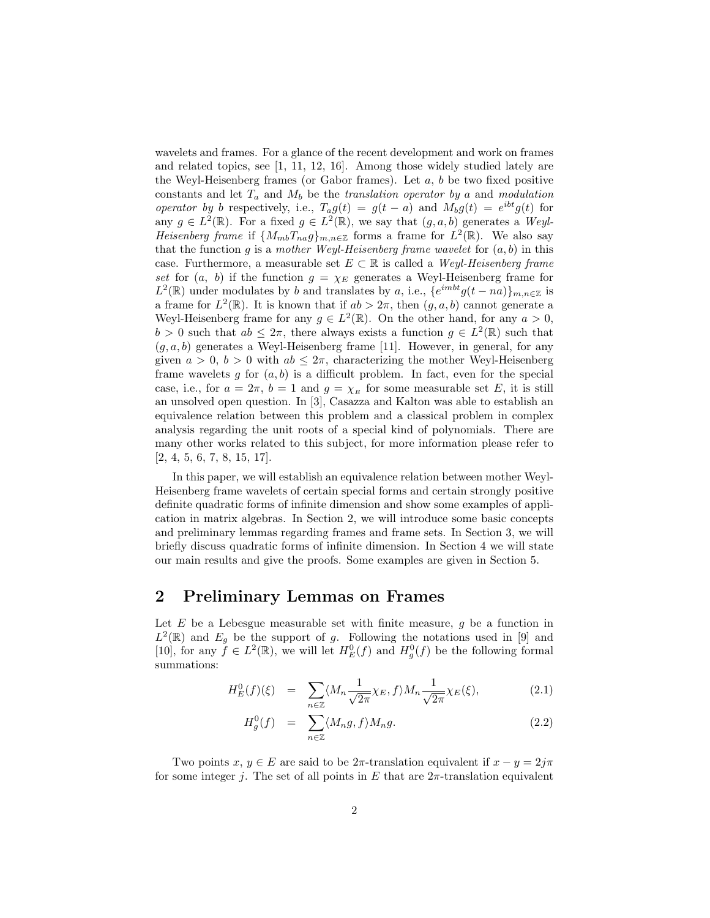wavelets and frames. For a glance of the recent development and work on frames and related topics, see [1, 11, 12, 16]. Among those widely studied lately are the Weyl-Heisenberg frames (or Gabor frames). Let $a$, $b$ be two fixed positive constants and let $T_a$ and $M_b$ be the *translation operator by* $a$ and *modulation operator by* $b$ respectively, i.e., $T_a g(t) = g(t-a)$ and $M_b g(t) = e^{ibt} g(t)$ for any $g \in L^2(\mathbb{R})$. For a fixed $g \in L^2(\mathbb{R})$, we say that $(g, a, b)$ generates a *Weyl-Heisenberg frame* if $\{M_{mb} T_{na} g\}_{m,n\in\mathbb{Z}}$ forms a frame for $L^2(\mathbb{R})$. We also say that the function $g$ is a *mother Weyl-Heisenberg frame wavelet* for $(a, b)$ in this case. Furthermore, a measurable set $E \subset \mathbb{R}$ is called a *Weyl-Heisenberg frame set* for $(a,\ b)$ if the function $g = \chi_E$ generates a Weyl-Heisenberg frame for $L^2(\mathbb{R})$ under modulates by $b$ and translates by $a$, i.e., $\{e^{imbt} g(t - na)\}_{m,n\in\mathbb{Z}}$ is a frame for $L^2(\mathbb{R})$. It is known that if $ab > 2\pi$, then $(g, a, b)$ cannot generate a Weyl-Heisenberg frame for any $g \in L^2(\mathbb{R})$. On the other hand, for any $a > 0$, $b > 0$ such that $ab \leq 2\pi$, there always exists a function $g \in L^2(\mathbb{R})$ such that $(g, a, b)$ generates a Weyl-Heisenberg frame [11]. However, in general, for any given $a > 0$, $b > 0$ with $ab \leq 2\pi$, characterizing the mother Weyl-Heisenberg frame wavelets $g$ for $(a, b)$ is a difficult problem. In fact, even for the special case, i.e., for $a = 2\pi$, $b = 1$ and $g = \chi_E$ for some measurable set $E$, it is still an unsolved open question. In [3], Casazza and Kalton was able to establish an equivalence relation between this problem and a classical problem in complex analysis regarding the unit roots of a special kind of polynomials. There are many other works related to this subject, for more information please refer to [2, 4, 5, 6, 7, 8, 15, 17].

In this paper, we will establish an equivalence relation between mother Weyl-Heisenberg frame wavelets of certain special forms and certain strongly positive definite quadratic forms of infinite dimension and show some examples of application in matrix algebras. In Section 2, we will introduce some basic concepts and preliminary lemmas regarding frames and frame sets. In Section 3, we will briefly discuss quadratic forms of infinite dimension. In Section 4 we will state our main results and give the proofs. Some examples are given in Section 5.

## 2 Preliminary Lemmas on Frames

Let $E$ be a Lebesgue measurable set with finite measure, $g$ be a function in $L^2(\mathbb{R})$ and $E_g$ be the support of $g$. Following the notations used in [9] and [10], for any $f \in L^2(\mathbb{R})$, we will let $H_E^0(f)$ and $H_g^0(f)$ be the following formal summations:

$$H_E^0(f)(\xi) = \sum_{n\in\mathbb{Z}} \langle M_n \frac{1}{\sqrt{2\pi}}\chi_E, f\rangle M_n \frac{1}{\sqrt{2\pi}}\chi_E(\xi), \tag{2.1}$$

$$H_g^0(f) = \sum_{n\in\mathbb{Z}} \langle M_n g, f\rangle M_n g. \tag{2.2}$$

Two points $x,\ y \in E$ are said to be $2\pi$-translation equivalent if $x - y = 2j\pi$ for some integer $j$. The set of all points in $E$ that are $2\pi$-translation equivalent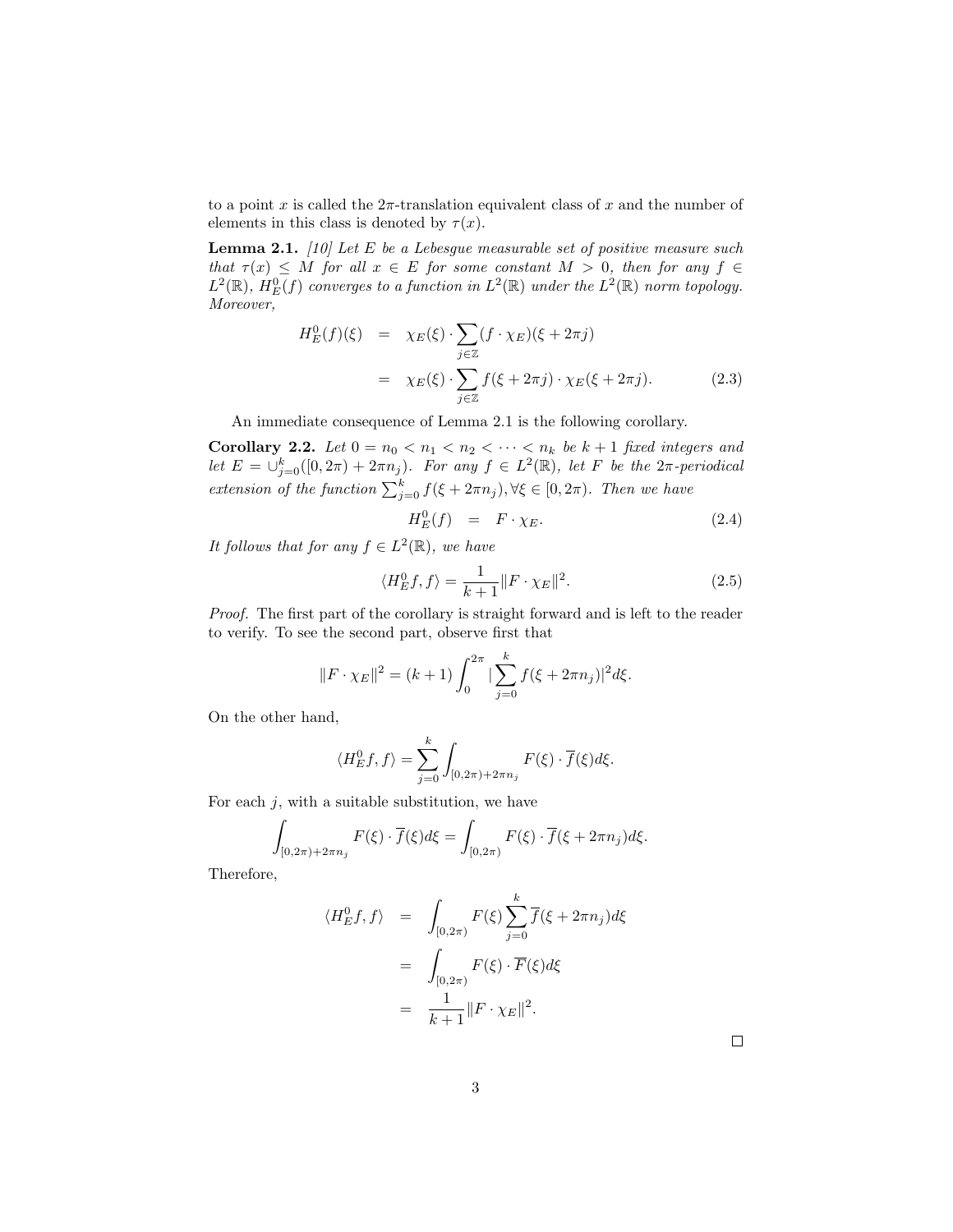to a point $x$ is called the $2\pi$-translation equivalent class of $x$ and the number of elements in this class is denoted by $\tau(x)$.

**Lemma 2.1.** *[10] Let $E$ be a Lebesgue measurable set of positive measure such that $\tau(x) \leq M$ for all $x \in E$ for some constant $M > 0$, then for any $f \in L^2(\mathbb{R})$, $H_E^0(f)$ converges to a function in $L^2(\mathbb{R})$ under the $L^2(\mathbb{R})$ norm topology. Moreover,*

$$
\begin{aligned}
H_E^0(f)(\xi) &= \chi_E(\xi) \cdot \sum_{j\in\mathbb{Z}} (f \cdot \chi_E)(\xi + 2\pi j) \\
&= \chi_E(\xi) \cdot \sum_{j\in\mathbb{Z}} f(\xi + 2\pi j) \cdot \chi_E(\xi + 2\pi j). \qquad (2.3)
\end{aligned}
$$

An immediate consequence of Lemma 2.1 is the following corollary.

**Corollary 2.2.** *Let $0 = n_0 < n_1 < n_2 < \cdots < n_k$ be $k+1$ fixed integers and let $E = \cup_{j=0}^k ([0, 2\pi) + 2\pi n_j)$. For any $f \in L^2(\mathbb{R})$, let $F$ be the $2\pi$-periodical extension of the function $\sum_{j=0}^k f(\xi + 2\pi n_j), \forall \xi \in [0, 2\pi)$. Then we have*

$$
H_E^0(f) \quad = \quad F \cdot \chi_E. \qquad (2.4)
$$

*It follows that for any $f \in L^2(\mathbb{R})$, we have*

$$
\langle H_E^0 f, f \rangle = \frac{1}{k+1} \|F \cdot \chi_E\|^2. \qquad (2.5)
$$

*Proof.* The first part of the corollary is straight forward and is left to the reader to verify. To see the second part, observe first that

$$
\|F \cdot \chi_E\|^2 = (k+1) \int_0^{2\pi} |\sum_{j=0}^k f(\xi + 2\pi n_j)|^2 d\xi.
$$

On the other hand,

$$
\langle H_E^0 f, f \rangle = \sum_{j=0}^k \int_{[0,2\pi)+2\pi n_j} F(\xi) \cdot \overline{f}(\xi) d\xi.
$$

For each $j$, with a suitable substitution, we have

$$
\int_{[0,2\pi)+2\pi n_j} F(\xi) \cdot \overline{f}(\xi) d\xi = \int_{[0,2\pi)} F(\xi) \cdot \overline{f}(\xi + 2\pi n_j) d\xi.
$$

Therefore,

$$
\begin{aligned}
\langle H_E^0 f, f \rangle &= \int_{[0,2\pi)} F(\xi) \sum_{j=0}^k \overline{f}(\xi + 2\pi n_j) d\xi \\
&= \int_{[0,2\pi)} F(\xi) \cdot \overline{F}(\xi) d\xi \\
&= \frac{1}{k+1} \|F \cdot \chi_E\|^2.
\end{aligned}
$$

□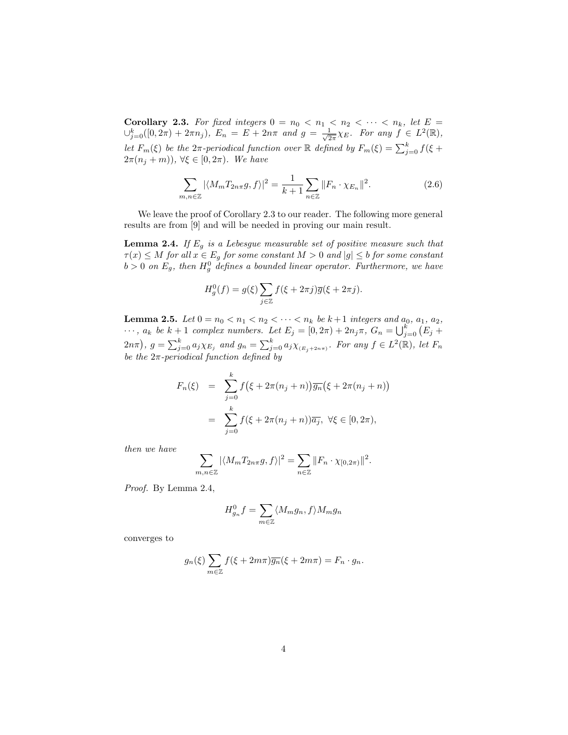**Corollary 2.3.** *For fixed integers $0 = n_0 < n_1 < n_2 < \cdots < n_k$, let $E = \cup_{j=0}^{k}([0, 2\pi) + 2\pi n_j)$, $E_n = E + 2n\pi$ and $g = \frac{1}{\sqrt{2\pi}}\chi_E$. For any $f \in L^2(\mathbb{R})$, let $F_m(\xi)$ be the $2\pi$-periodical function over $\mathbb{R}$ defined by $F_m(\xi) = \sum_{j=0}^{k} f(\xi + 2\pi(n_j + m))$, $\forall \xi \in [0, 2\pi)$. We have*

$$\sum_{m,n\in\mathbb{Z}} |\langle M_m T_{2n\pi} g, f\rangle|^2 = \frac{1}{k+1} \sum_{n\in\mathbb{Z}} \|F_n \cdot \chi_{E_n}\|^2. \tag{2.6}$$

We leave the proof of Corollary 2.3 to our reader. The following more general results are from [9] and will be needed in proving our main result.

**Lemma 2.4.** *If $E_g$ is a Lebesgue measurable set of positive measure such that $\tau(x) \leq M$ for all $x \in E_g$ for some constant $M > 0$ and $|g| \leq b$ for some constant $b > 0$ on $E_g$, then $H_g^0$ defines a bounded linear operator. Furthermore, we have*

$$H_g^0(f) = g(\xi) \sum_{j\in\mathbb{Z}} f(\xi + 2\pi j)\overline{g}(\xi + 2\pi j).$$

**Lemma 2.5.** *Let $0 = n_0 < n_1 < n_2 < \cdots < n_k$ be $k+1$ integers and $a_0$, $a_1$, $a_2$, $\cdots$, $a_k$ be $k+1$ complex numbers. Let $E_j = [0, 2\pi) + 2n_j\pi$, $G_n = \bigcup_{j=0}^{k}\big(E_j + 2n\pi\big)$, $g = \sum_{j=0}^{k} a_j \chi_{E_j}$ and $g_n = \sum_{j=0}^{k} a_j \chi_{(E_j + 2n\pi)}$. For any $f \in L^2(\mathbb{R})$, let $F_n$ be the $2\pi$-periodical function defined by*

$$\begin{aligned} F_n(\xi) &= \sum_{j=0}^{k} f\big(\xi + 2\pi(n_j + n)\big)\overline{g_n}\big(\xi + 2\pi(n_j + n)\big) \\ &= \sum_{j=0}^{k} f(\xi + 2\pi(n_j + n))\overline{a_j}, \ \forall \xi \in [0, 2\pi), \end{aligned}$$

*then we have*

$$\sum_{m,n\in\mathbb{Z}} |\langle M_m T_{2n\pi} g, f\rangle|^2 = \sum_{n\in\mathbb{Z}} \|F_n \cdot \chi_{[0,2\pi)}\|^2.$$

*Proof.* By Lemma 2.4,

$$H_{g_n}^0 f = \sum_{m\in\mathbb{Z}} \langle M_m g_n, f\rangle M_m g_n$$

converges to

$$g_n(\xi) \sum_{m\in\mathbb{Z}} f(\xi + 2m\pi)\overline{g_n}(\xi + 2m\pi) = F_n \cdot g_n.$$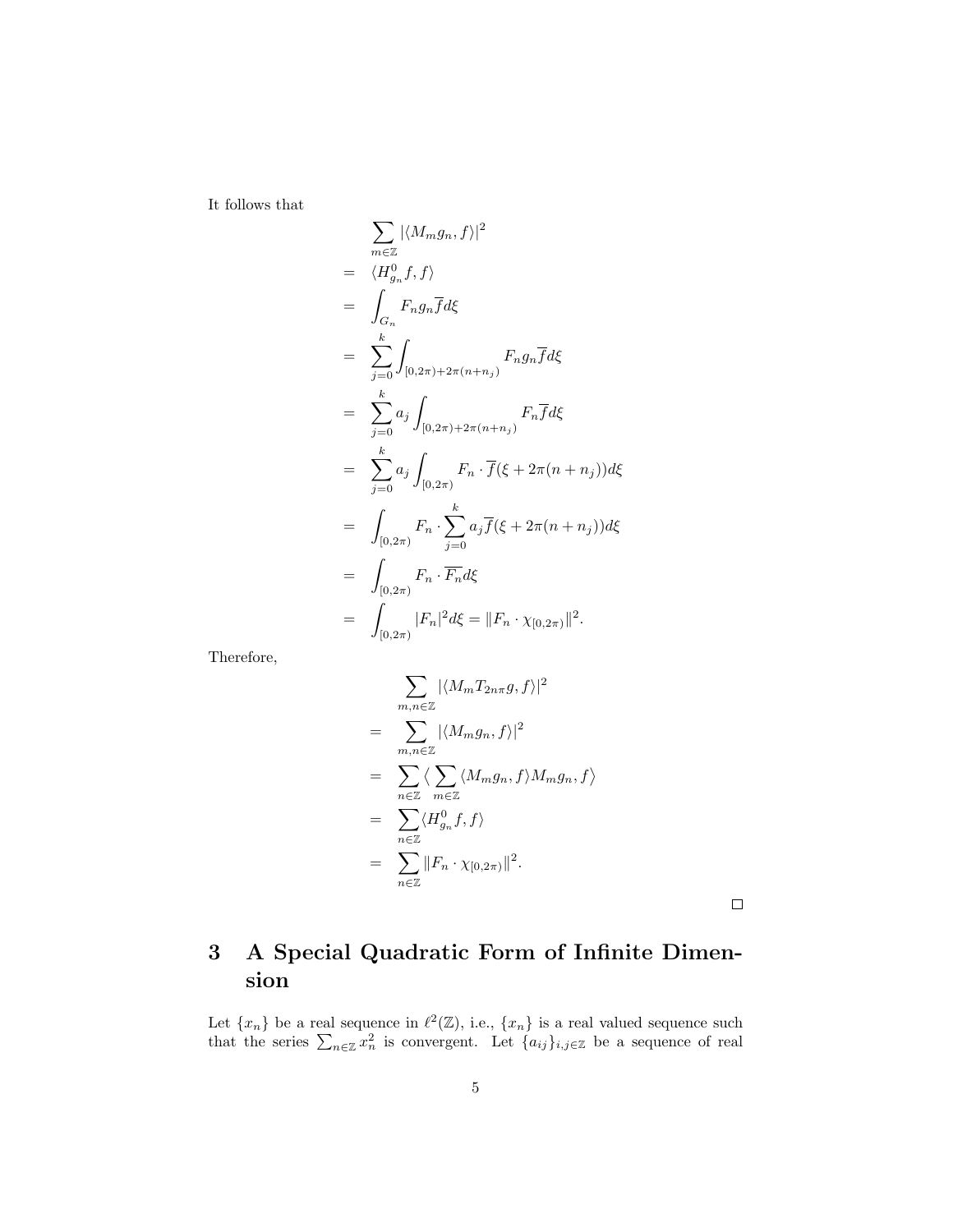It follows that

$$
\begin{aligned}
& \sum_{m\in\mathbb{Z}} |\langle M_m g_n, f\rangle|^2 \\
= \quad & \langle H^0_{g_n} f, f\rangle \\
= \quad & \int_{G_n} F_n g_n \overline{f} d\xi \\
= \quad & \sum_{j=0}^{k} \int_{[0,2\pi)+2\pi(n+n_j)} F_n g_n \overline{f} d\xi \\
= \quad & \sum_{j=0}^{k} a_j \int_{[0,2\pi)+2\pi(n+n_j)} F_n \overline{f} d\xi \\
= \quad & \sum_{j=0}^{k} a_j \int_{[0,2\pi)} F_n \cdot \overline{f}(\xi + 2\pi(n+n_j)) d\xi \\
= \quad & \int_{[0,2\pi)} F_n \cdot \sum_{j=0}^{k} a_j \overline{f}(\xi + 2\pi(n+n_j)) d\xi \\
= \quad & \int_{[0,2\pi)} F_n \cdot \overline{F_n} d\xi \\
= \quad & \int_{[0,2\pi)} |F_n|^2 d\xi = \|F_n \cdot \chi_{[0,2\pi)}\|^2.
\end{aligned}
$$

Therefore,

$$
\begin{aligned}
& \sum_{m,n\in\mathbb{Z}} |\langle M_m T_{2n\pi} g, f\rangle|^2 \\
= \quad & \sum_{m,n\in\mathbb{Z}} |\langle M_m g_n, f\rangle|^2 \\
= \quad & \sum_{n\in\mathbb{Z}} \Big\langle \sum_{m\in\mathbb{Z}} \langle M_m g_n, f\rangle M_m g_n, f \Big\rangle \\
= \quad & \sum_{n\in\mathbb{Z}} \langle H^0_{g_n} f, f\rangle \\
= \quad & \sum_{n\in\mathbb{Z}} \|F_n \cdot \chi_{[0,2\pi)}\|^2.
\end{aligned}
$$

□

## 3 A Special Quadratic Form of Infinite Dimension

Let $\{x_n\}$ be a real sequence in $\ell^2(\mathbb{Z})$, i.e., $\{x_n\}$ is a real valued sequence such that the series $\sum_{n\in\mathbb{Z}} x_n^2$ is convergent. Let $\{a_{ij}\}_{i,j\in\mathbb{Z}}$ be a sequence of real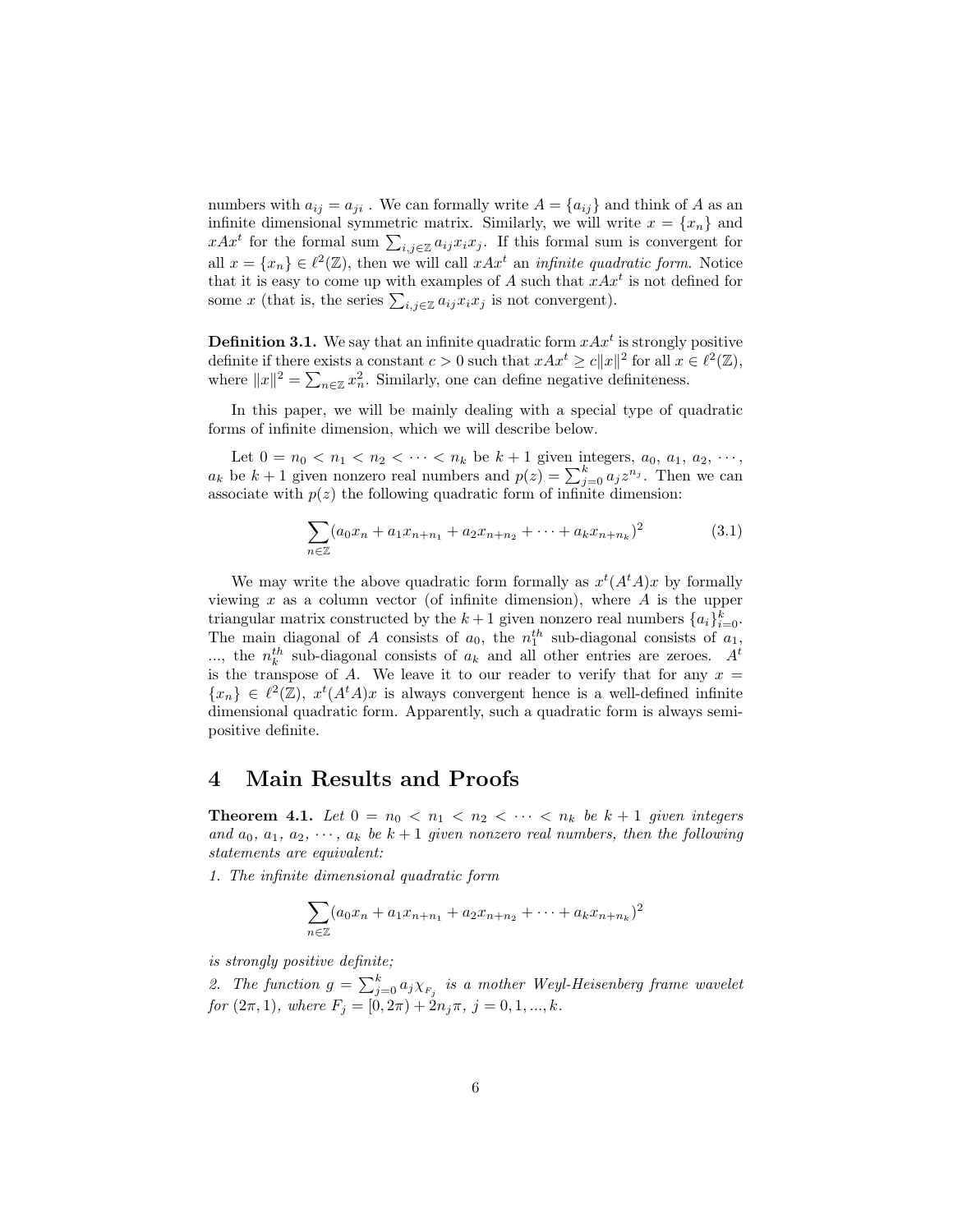numbers with $a_{ij} = a_{ji}$ . We can formally write $A = \{a_{ij}\}$ and think of $A$ as an infinite dimensional symmetric matrix. Similarly, we will write $x = \{x_n\}$ and $xAx^t$ for the formal sum $\sum_{i,j\in\mathbb{Z}} a_{ij}x_ix_j$. If this formal sum is convergent for all $x = \{x_n\} \in \ell^2(\mathbb{Z})$, then we will call $xAx^t$ an *infinite quadratic form.* Notice that it is easy to come up with examples of $A$ such that $xAx^t$ is not defined for some $x$ (that is, the series $\sum_{i,j\in\mathbb{Z}} a_{ij}x_ix_j$ is not convergent).

**Definition 3.1.** We say that an infinite quadratic form $xAx^t$ is strongly positive definite if there exists a constant $c > 0$ such that $xAx^t \geq c\|x\|^2$ for all $x \in \ell^2(\mathbb{Z})$, where $\|x\|^2 = \sum_{n\in\mathbb{Z}} x_n^2$. Similarly, one can define negative definiteness.

In this paper, we will be mainly dealing with a special type of quadratic forms of infinite dimension, which we will describe below.

Let $0 = n_0 < n_1 < n_2 < \cdots < n_k$ be $k+1$ given integers, $a_0$, $a_1$, $a_2$, $\cdots$, $a_k$ be $k+1$ given nonzero real numbers and $p(z) = \sum_{j=0}^{k} a_j z^{n_j}$. Then we can associate with $p(z)$ the following quadratic form of infinite dimension:

$$\sum_{n\in\mathbb{Z}} (a_0x_n + a_1x_{n+n_1} + a_2x_{n+n_2} + \cdots + a_kx_{n+n_k})^2 \tag{3.1}$$

We may write the above quadratic form formally as $x^t(A^tA)x$ by formally viewing $x$ as a column vector (of infinite dimension), where $A$ is the upper triangular matrix constructed by the $k+1$ given nonzero real numbers $\{a_i\}_{i=0}^{k}$. The main diagonal of $A$ consists of $a_0$, the $n_1^{th}$ sub-diagonal consists of $a_1$, ..., the $n_k^{th}$ sub-diagonal consists of $a_k$ and all other entries are zeroes. $A^t$ is the transpose of $A$. We leave it to our reader to verify that for any $x = \{x_n\} \in \ell^2(\mathbb{Z})$, $x^t(A^tA)x$ is always convergent hence is a well-defined infinite dimensional quadratic form. Apparently, such a quadratic form is always semi-positive definite.

# 4 Main Results and Proofs

**Theorem 4.1.** *Let $0 = n_0 < n_1 < n_2 < \cdots < n_k$ be $k+1$ given integers and $a_0$, $a_1$, $a_2$, $\cdots$, $a_k$ be $k+1$ given nonzero real numbers, then the following statements are equivalent:*

*1. The infinite dimensional quadratic form*

$$\sum_{n\in\mathbb{Z}} (a_0x_n + a_1x_{n+n_1} + a_2x_{n+n_2} + \cdots + a_kx_{n+n_k})^2$$

*is strongly positive definite;*

*2. The function $g = \sum_{j=0}^{k} a_j\chi_{F_j}$ is a mother Weyl-Heisenberg frame wavelet for $(2\pi, 1)$, where $F_j = [0, 2\pi) + 2n_j\pi$, $j = 0, 1, ..., k$.*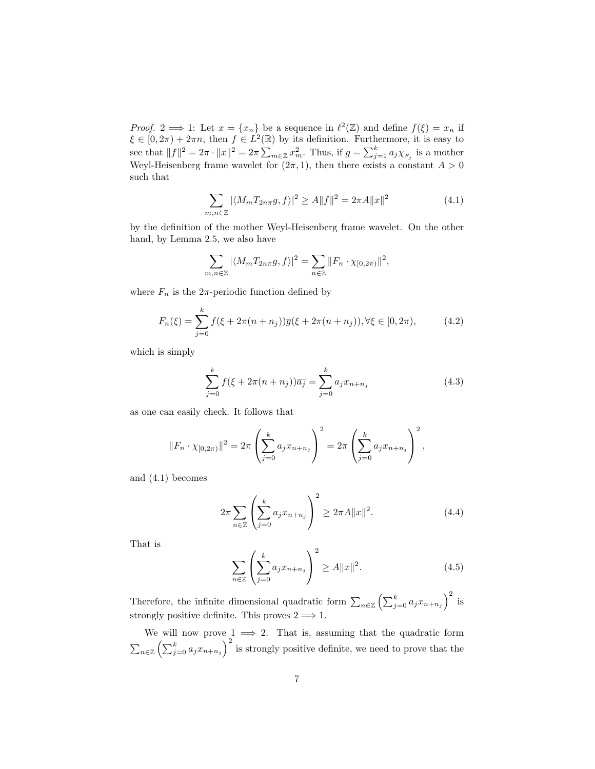*Proof.* $2 \Longrightarrow 1$: Let $x = \{x_n\}$ be a sequence in $\ell^2(\mathbb{Z})$ and define $f(\xi) = x_n$ if $\xi \in [0, 2\pi) + 2\pi n$, then $f \in L^2(\mathbb{R})$ by its definition. Furthermore, it is easy to see that $\|f\|^2 = 2\pi \cdot \|x\|^2 = 2\pi \sum_{m\in\mathbb{Z}} x_m^2$. Thus, if $g = \sum_{j=1}^{k} a_j \chi_{F_j}$ is a mother Weyl-Heisenberg frame wavelet for $(2\pi, 1)$, then there exists a constant $A > 0$ such that

$$\sum_{m,n\in\mathbb{Z}} |\langle M_m T_{2n\pi} g, f\rangle|^2 \geq A\|f\|^2 = 2\pi A\|x\|^2 \tag{4.1}$$

by the definition of the mother Weyl-Heisenberg frame wavelet. On the other hand, by Lemma 2.5, we also have

$$\sum_{m,n\in\mathbb{Z}} |\langle M_m T_{2n\pi} g, f\rangle|^2 = \sum_{n\in\mathbb{Z}} \|F_n \cdot \chi_{[0,2\pi)}\|^2,$$

where $F_n$ is the $2\pi$-periodic function defined by

$$F_n(\xi) = \sum_{j=0}^{k} f(\xi + 2\pi(n + n_j))\overline{g}(\xi + 2\pi(n + n_j)), \forall \xi \in [0, 2\pi), \tag{4.2}$$

which is simply

$$\sum_{j=0}^{k} f(\xi + 2\pi(n + n_j))\overline{a_j} = \sum_{j=0}^{k} a_j x_{n+n_j} \tag{4.3}$$

as one can easily check. It follows that

$$\|F_n \cdot \chi_{[0,2\pi)}\|^2 = 2\pi \left(\sum_{j=0}^{k} a_j x_{n+n_j}\right)^2 = 2\pi \left(\sum_{j=0}^{k} a_j x_{n+n_j}\right)^2,$$

and (4.1) becomes

$$2\pi \sum_{n\in\mathbb{Z}} \left(\sum_{j=0}^{k} a_j x_{n+n_j}\right)^2 \geq 2\pi A\|x\|^2. \tag{4.4}$$

That is

$$\sum_{n\in\mathbb{Z}} \left(\sum_{j=0}^{k} a_j x_{n+n_j}\right)^2 \geq A\|x\|^2. \tag{4.5}$$

Therefore, the infinite dimensional quadratic form $\sum_{n\in\mathbb{Z}} \left(\sum_{j=0}^{k} a_j x_{n+n_j}\right)^2$ is strongly positive definite. This proves $2 \Longrightarrow 1$.

We will now prove $1 \Longrightarrow 2$. That is, assuming that the quadratic form $\sum_{n\in\mathbb{Z}} \left(\sum_{j=0}^{k} a_j x_{n+n_j}\right)^2$ is strongly positive definite, we need to prove that the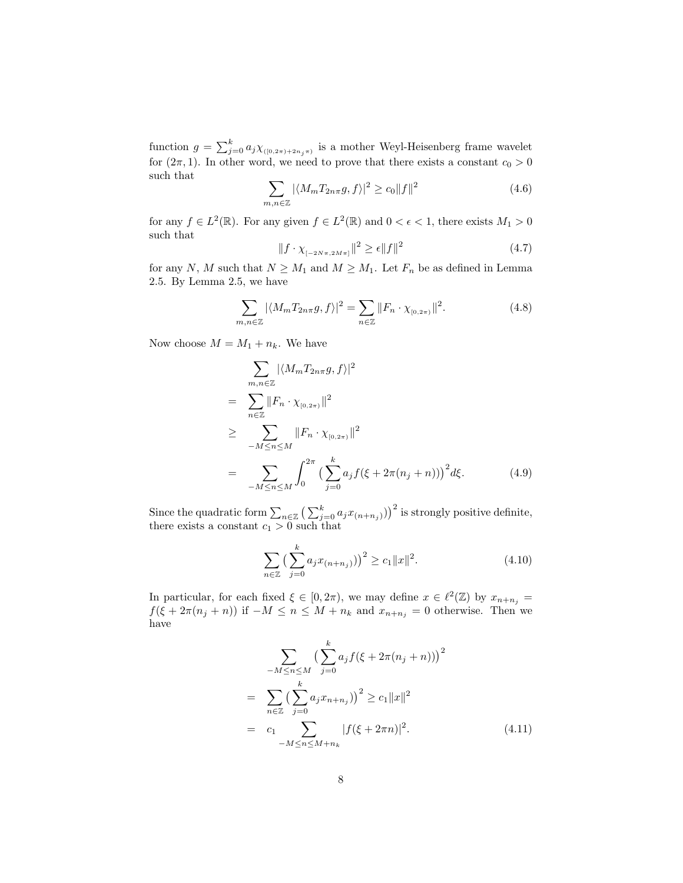function $g = \sum_{j=0}^{k} a_j \chi_{([0,2\pi)+2n_j\pi)}$ is a mother Weyl-Heisenberg frame wavelet for $(2\pi, 1)$. In other word, we need to prove that there exists a constant $c_0 > 0$ such that

$$\sum_{m,n\in\mathbb{Z}} |\langle M_m T_{2n\pi} g, f\rangle|^2 \geq c_0 \|f\|^2 \tag{4.6}$$

for any $f \in L^2(\mathbb{R})$. For any given $f \in L^2(\mathbb{R})$ and $0 < \epsilon < 1$, there exists $M_1 > 0$ such that

$$\|f \cdot \chi_{[-2N\pi, 2M\pi]}\|^2 \geq \epsilon \|f\|^2 \tag{4.7}$$

for any $N$, $M$ such that $N \geq M_1$ and $M \geq M_1$. Let $F_n$ be as defined in Lemma 2.5. By Lemma 2.5, we have

$$\sum_{m,n\in\mathbb{Z}} |\langle M_m T_{2n\pi} g, f\rangle|^2 = \sum_{n\in\mathbb{Z}} \|F_n \cdot \chi_{[0,2\pi)}\|^2. \tag{4.8}$$

Now choose $M = M_1 + n_k$. We have

$$\begin{aligned}
& \sum_{m,n\in\mathbb{Z}} |\langle M_m T_{2n\pi} g, f\rangle|^2 \\
= & \sum_{n\in\mathbb{Z}} \|F_n \cdot \chi_{[0,2\pi)}\|^2 \\
\geq & \sum_{-M\leq n\leq M} \|F_n \cdot \chi_{[0,2\pi)}\|^2 \\
= & \sum_{-M\leq n\leq M} \int_0^{2\pi} \big(\sum_{j=0}^{k} a_j f(\xi + 2\pi(n_j + n))\big)^2 d\xi.
\end{aligned} \tag{4.9}$$

Since the quadratic form $\sum_{n\in\mathbb{Z}} \big(\sum_{j=0}^{k} a_j x_{(n+n_j)}\big)\big)^2$ is strongly positive definite, there exists a constant $c_1 > 0$ such that

$$\sum_{n\in\mathbb{Z}} \big(\sum_{j=0}^{k} a_j x_{(n+n_j)}\big)\big)^2 \geq c_1 \|x\|^2. \tag{4.10}$$

In particular, for each fixed $\xi \in [0, 2\pi)$, we may define $x \in \ell^2(\mathbb{Z})$ by $x_{n+n_j} = f(\xi + 2\pi(n_j + n))$ if $-M \leq n \leq M + n_k$ and $x_{n+n_j} = 0$ otherwise. Then we have

$$\begin{aligned}
& \sum_{-M\leq n\leq M} \big(\sum_{j=0}^{k} a_j f(\xi + 2\pi(n_j + n))\big)^2 \\
= & \sum_{n\in\mathbb{Z}} \big(\sum_{j=0}^{k} a_j x_{n+n_j}\big)\big)^2 \geq c_1 \|x\|^2 \\
= & c_1 \sum_{-M\leq n\leq M+n_k} |f(\xi + 2\pi n)|^2.
\end{aligned} \tag{4.11}$$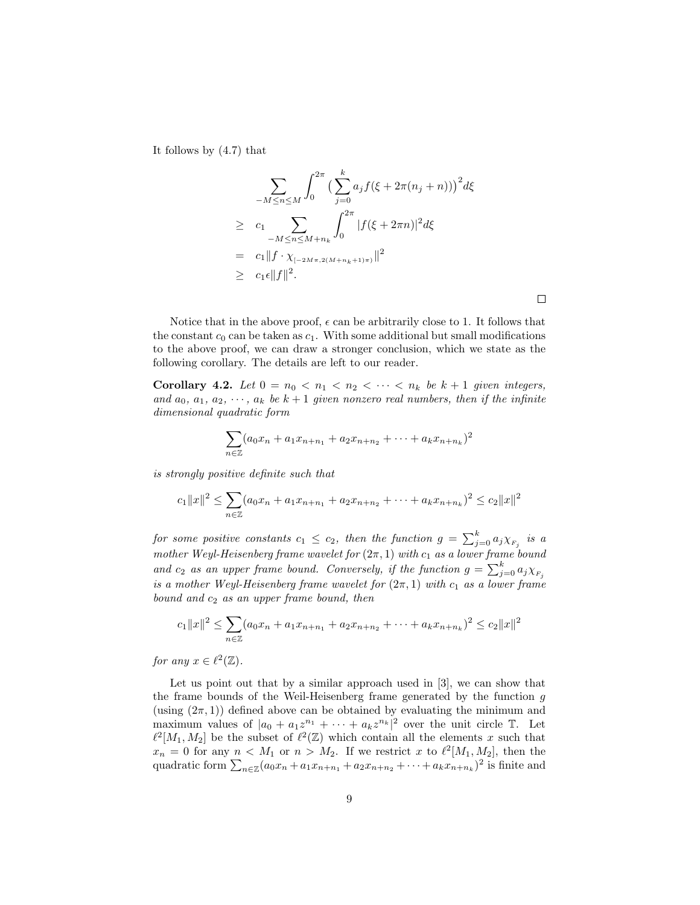It follows by (4.7) that

$$
\begin{aligned}
& \sum_{-M\le n\le M} \int_0^{2\pi} \big(\sum_{j=0}^{k} a_j f(\xi + 2\pi(n_j+n))\big)^2 d\xi \\
\ge\ & c_1 \sum_{-M\le n\le M+n_k} \int_0^{2\pi} |f(\xi+2\pi n)|^2 d\xi \\
=\ & c_1 \|f\cdot \chi_{[-2M\pi, 2(M+n_k+1)\pi)}\|^2 \\
\ge\ & c_1 \epsilon \|f\|^2.
\end{aligned}
$$

□

Notice that in the above proof, $\epsilon$ can be arbitrarily close to 1. It follows that the constant $c_0$ can be taken as $c_1$. With some additional but small modifications to the above proof, we can draw a stronger conclusion, which we state as the following corollary. The details are left to our reader.

**Corollary 4.2.** *Let $0 = n_0 < n_1 < n_2 < \cdots < n_k$ be $k+1$ given integers, and $a_0$, $a_1$, $a_2$, $\cdots$, $a_k$ be $k+1$ given nonzero real numbers, then if the infinite dimensional quadratic form*

$$\sum_{n\in\mathbb{Z}} (a_0 x_n + a_1 x_{n+n_1} + a_2 x_{n+n_2} + \cdots + a_k x_{n+n_k})^2$$

*is strongly positive definite such that*

$$c_1\|x\|^2 \le \sum_{n\in\mathbb{Z}} (a_0 x_n + a_1 x_{n+n_1} + a_2 x_{n+n_2} + \cdots + a_k x_{n+n_k})^2 \le c_2\|x\|^2$$

*for some positive constants $c_1 \le c_2$, then the function $g = \sum_{j=0}^{k} a_j \chi_{F_j}$ is a mother Weyl-Heisenberg frame wavelet for $(2\pi, 1)$ with $c_1$ as a lower frame bound and $c_2$ as an upper frame bound. Conversely, if the function $g = \sum_{j=0}^{k} a_j \chi_{F_j}$ is a mother Weyl-Heisenberg frame wavelet for $(2\pi, 1)$ with $c_1$ as a lower frame bound and $c_2$ as an upper frame bound, then*

$$c_1\|x\|^2 \le \sum_{n\in\mathbb{Z}} (a_0 x_n + a_1 x_{n+n_1} + a_2 x_{n+n_2} + \cdots + a_k x_{n+n_k})^2 \le c_2\|x\|^2$$

*for any $x \in \ell^2(\mathbb{Z})$.*

Let us point out that by a similar approach used in [3], we can show that the frame bounds of the Weil-Heisenberg frame generated by the function $g$ (using $(2\pi, 1)$) defined above can be obtained by evaluating the minimum and maximum values of $|a_0 + a_1 z^{n_1} + \cdots + a_k z^{n_k}|^2$ over the unit circle $\mathbb{T}$. Let $\ell^2[M_1, M_2]$ be the subset of $\ell^2(\mathbb{Z})$ which contain all the elements $x$ such that $x_n = 0$ for any $n < M_1$ or $n > M_2$. If we restrict $x$ to $\ell^2[M_1, M_2]$, then the quadratic form $\sum_{n\in\mathbb{Z}} (a_0 x_n + a_1 x_{n+n_1} + a_2 x_{n+n_2} + \cdots + a_k x_{n+n_k})^2$ is finite and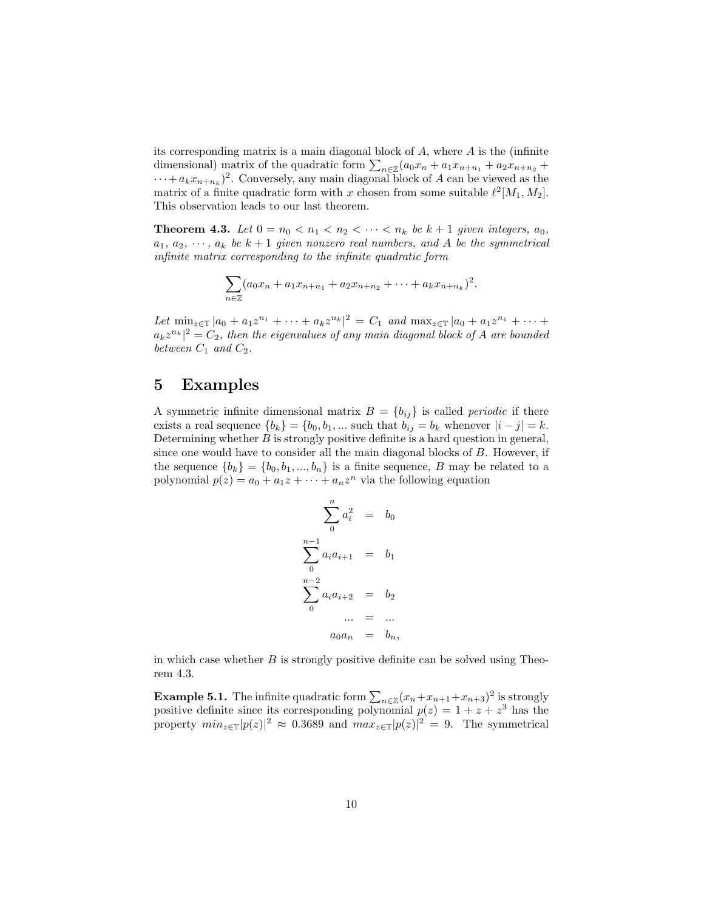its corresponding matrix is a main diagonal block of $A$, where $A$ is the (infinite dimensional) matrix of the quadratic form $\sum_{n\in\mathbb{Z}}(a_0x_n + a_1x_{n+n_1} + a_2x_{n+n_2} + \cdots + a_kx_{n+n_k})^2$. Conversely, any main diagonal block of $A$ can be viewed as the matrix of a finite quadratic form with $x$ chosen from some suitable $\ell^2[M_1, M_2]$. This observation leads to our last theorem.

**Theorem 4.3.** *Let $0 = n_0 < n_1 < n_2 < \cdots < n_k$ be $k+1$ given integers, $a_0$, $a_1$, $a_2$, $\cdots$, $a_k$ be $k+1$ given nonzero real numbers, and $A$ be the symmetrical infinite matrix corresponding to the infinite quadratic form*

$$\sum_{n\in\mathbb{Z}}(a_0x_n + a_1x_{n+n_1} + a_2x_{n+n_2} + \cdots + a_kx_{n+n_k})^2.$$

*Let $\min_{z\in\mathbb{T}} |a_0 + a_1z^{n_1} + \cdots + a_kz^{n_k}|^2 = C_1$ and $\max_{z\in\mathbb{T}} |a_0 + a_1z^{n_1} + \cdots + a_kz^{n_k}|^2 = C_2$, then the eigenvalues of any main diagonal block of $A$ are bounded between $C_1$ and $C_2$.*

# 5 Examples

A symmetric infinite dimensional matrix $B = \{b_{ij}\}$ is called *periodic* if there exists a real sequence $\{b_k\} = \{b_0, b_1, ...$ such that $b_{ij} = b_k$ whenever $|i - j| = k$. Determining whether $B$ is strongly positive definite is a hard question in general, since one would have to consider all the main diagonal blocks of $B$. However, if the sequence $\{b_k\} = \{b_0, b_1, ..., b_n\}$ is a finite sequence, $B$ may be related to a polynomial $p(z) = a_0 + a_1z + \cdots + a_nz^n$ via the following equation

$$\begin{aligned}
\sum_0^n a_i^2 &= b_0 \\
\sum_0^{n-1} a_ia_{i+1} &= b_1 \\
\sum_0^{n-2} a_ia_{i+2} &= b_2 \\
... &= ... \\
a_0a_n &= b_n,
\end{aligned}$$

in which case whether $B$ is strongly positive definite can be solved using Theorem 4.3.

**Example 5.1.** The infinite quadratic form $\sum_{n\in\mathbb{Z}}(x_n+x_{n+1}+x_{n+3})^2$ is strongly positive definite since its corresponding polynomial $p(z) = 1 + z + z^3$ has the property $min_{z\in\mathbb{T}}|p(z)|^2 \approx 0.3689$ and $max_{z\in\mathbb{T}}|p(z)|^2 = 9$. The symmetrical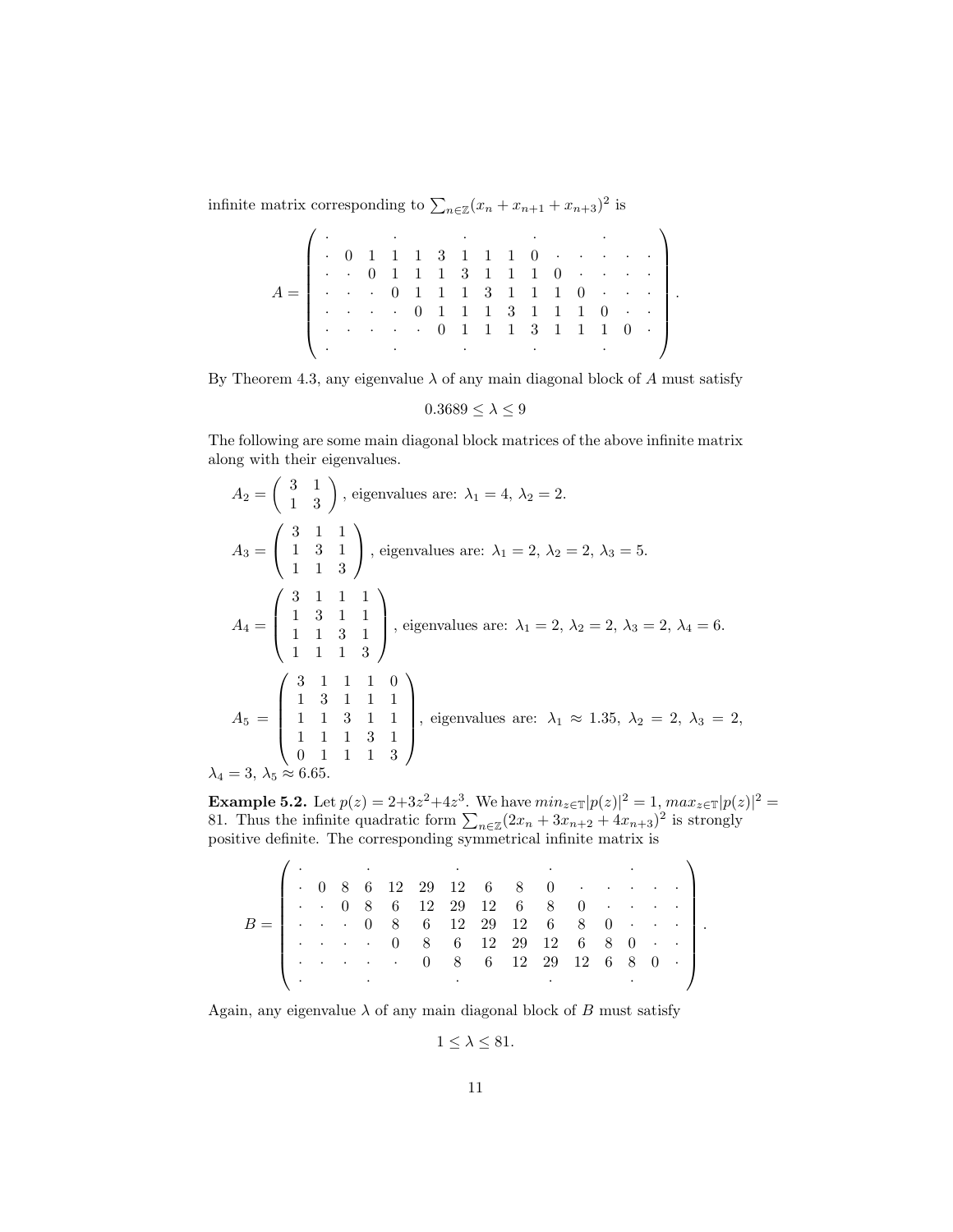infinite matrix corresponding to $\sum_{n\in\mathbb{Z}}(x_n + x_{n+1} + x_{n+3})^2$ is

$$A = \left( \begin{array}{cccccccccccccccc} \cdot & & & \cdot & & & \cdot & & & & \cdot & & & & \cdot & \\ \cdot & 0 & 1 & 1 & 1 & 3 & 1 & 1 & 1 & 0 & \cdot & \cdot & \cdot & \cdot & \cdot & \cdot \\ \cdot & \cdot & 0 & 1 & 1 & 1 & 3 & 1 & 1 & 1 & 0 & \cdot & \cdot & \cdot & \cdot & \cdot \\ \cdot & \cdot & \cdot & 0 & 1 & 1 & 1 & 3 & 1 & 1 & 1 & 0 & \cdot & \cdot & \cdot & \cdot \\ \cdot & \cdot & \cdot & \cdot & 0 & 1 & 1 & 1 & 3 & 1 & 1 & 1 & 0 & \cdot & \cdot & \cdot \\ \cdot & \cdot & \cdot & \cdot & \cdot & 0 & 1 & 1 & 1 & 3 & 1 & 1 & 1 & 0 & \cdot & \cdot \\ \cdot & & & \cdot & & & \cdot & & & & \cdot & & & & \cdot & \end{array} \right).$$

By Theorem 4.3, any eigenvalue $\lambda$ of any main diagonal block of $A$ must satisfy

$$0.3689 \leq \lambda \leq 9$$

The following are some main diagonal block matrices of the above infinite matrix along with their eigenvalues.

$A_2 = \begin{pmatrix} 3 & 1 \\ 1 & 3 \end{pmatrix}$, eigenvalues are: $\lambda_1 = 4$, $\lambda_2 = 2$.

$A_3 = \begin{pmatrix} 3 & 1 & 1 \\ 1 & 3 & 1 \\ 1 & 1 & 3 \end{pmatrix}$, eigenvalues are: $\lambda_1 = 2$, $\lambda_2 = 2$, $\lambda_3 = 5$.

$A_4 = \begin{pmatrix} 3 & 1 & 1 & 1 \\ 1 & 3 & 1 & 1 \\ 1 & 1 & 3 & 1 \\ 1 & 1 & 1 & 3 \end{pmatrix}$, eigenvalues are: $\lambda_1 = 2$, $\lambda_2 = 2$, $\lambda_3 = 2$, $\lambda_4 = 6$.

$A_5 = \begin{pmatrix} 3 & 1 & 1 & 1 & 0 \\ 1 & 3 & 1 & 1 & 1 \\ 1 & 1 & 3 & 1 & 1 \\ 1 & 1 & 1 & 3 & 1 \\ 0 & 1 & 1 & 1 & 3 \end{pmatrix}$, eigenvalues are: $\lambda_1 \approx 1.35$, $\lambda_2 = 2$, $\lambda_3 = 2$, $\lambda_4 = 3$, $\lambda_5 \approx 6.65$.

**Example 5.2.** Let $p(z) = 2+3z^2+4z^3$. We have $min_{z\in\mathbb{T}}|p(z)|^2 = 1$, $max_{z\in\mathbb{T}}|p(z)|^2 = 81$. Thus the infinite quadratic form $\sum_{n\in\mathbb{Z}}(2x_n + 3x_{n+2} + 4x_{n+3})^2$ is strongly positive definite. The corresponding symmetrical infinite matrix is

$$B = \left( \begin{array}{cccccccccccccccc} \cdot & & & \cdot & & & \cdot & & & & \cdot & & & & \cdot & \\ \cdot & 0 & 8 & 6 & 12 & 29 & 12 & 6 & 8 & 0 & \cdot & \cdot & \cdot & \cdot & \cdot & \cdot \\ \cdot & \cdot & 0 & 8 & 6 & 12 & 29 & 12 & 6 & 8 & 0 & \cdot & \cdot & \cdot & \cdot & \cdot \\ \cdot & \cdot & \cdot & 0 & 8 & 6 & 12 & 29 & 12 & 6 & 8 & 0 & \cdot & \cdot & \cdot & \cdot \\ \cdot & \cdot & \cdot & \cdot & 0 & 8 & 6 & 12 & 29 & 12 & 6 & 8 & 0 & \cdot & \cdot & \cdot \\ \cdot & \cdot & \cdot & \cdot & \cdot & 0 & 8 & 6 & 12 & 29 & 12 & 6 & 8 & 0 & \cdot & \cdot \\ \cdot & & & \cdot & & & \cdot & & & & \cdot & & & & \cdot & \end{array} \right).$$

Again, any eigenvalue $\lambda$ of any main diagonal block of $B$ must satisfy

$$1 \leq \lambda \leq 81.$$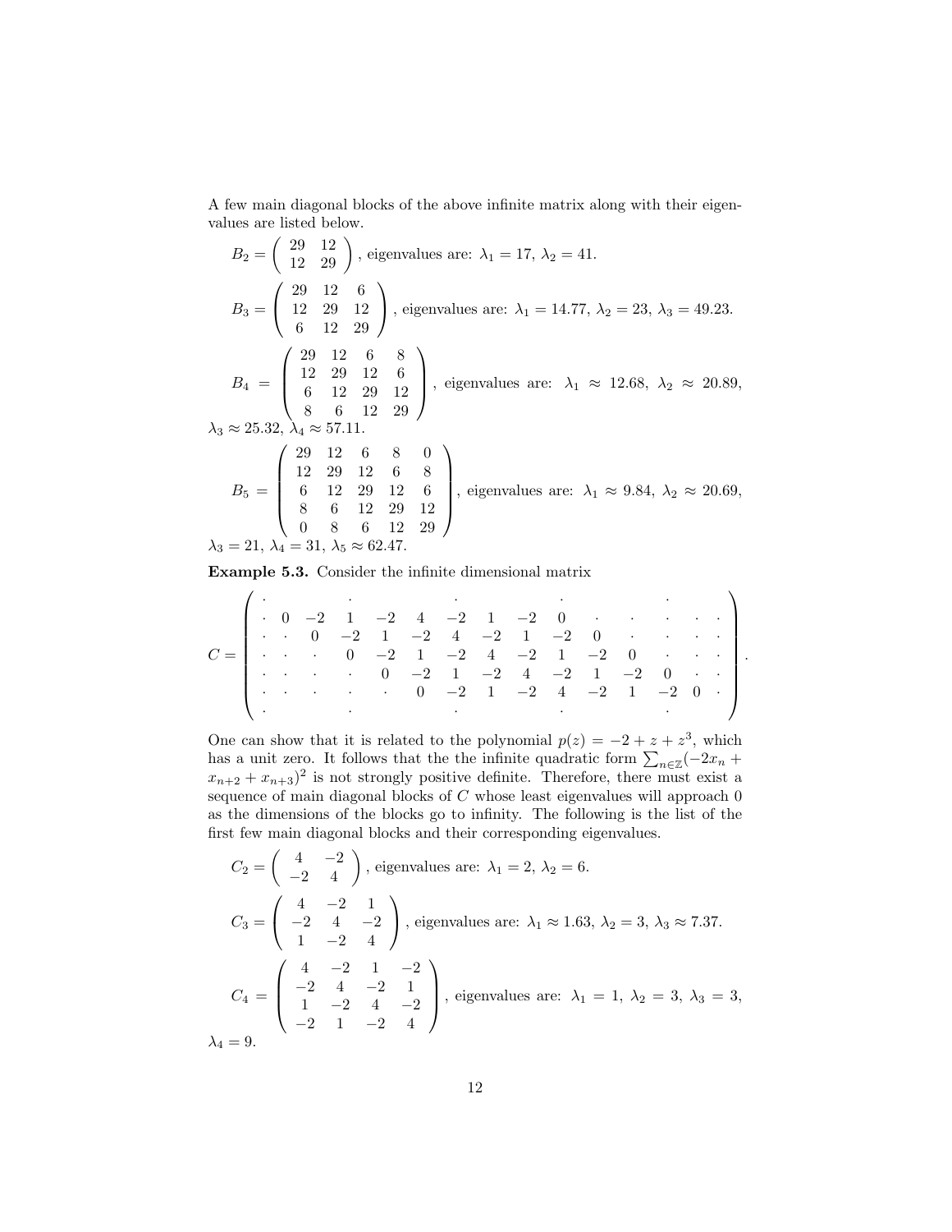A few main diagonal blocks of the above infinite matrix along with their eigenvalues are listed below.

$B_2 = \begin{pmatrix} 29 & 12 \\ 12 & 29 \end{pmatrix}$, eigenvalues are: $\lambda_1 = 17$, $\lambda_2 = 41$.

$B_3 = \begin{pmatrix} 29 & 12 & 6 \\ 12 & 29 & 12 \\ 6 & 12 & 29 \end{pmatrix}$, eigenvalues are: $\lambda_1 = 14.77$, $\lambda_2 = 23$, $\lambda_3 = 49.23$.

$B_4 = \begin{pmatrix} 29 & 12 & 6 & 8 \\ 12 & 29 & 12 & 6 \\ 6 & 12 & 29 & 12 \\ 8 & 6 & 12 & 29 \end{pmatrix}$, eigenvalues are: $\lambda_1 \approx 12.68$, $\lambda_2 \approx 20.89$, $\lambda_3 \approx 25.32$, $\lambda_4 \approx 57.11$.

$B_5 = \begin{pmatrix} 29 & 12 & 6 & 8 & 0 \\ 12 & 29 & 12 & 6 & 8 \\ 6 & 12 & 29 & 12 & 6 \\ 8 & 6 & 12 & 29 & 12 \\ 0 & 8 & 6 & 12 & 29 \end{pmatrix}$, eigenvalues are: $\lambda_1 \approx 9.84$, $\lambda_2 \approx 20.69$, $\lambda_3 = 21$, $\lambda_4 = 31$, $\lambda_5 \approx 62.47$.

**Example 5.3.** Consider the infinite dimensional matrix

$$C = \begin{pmatrix} \cdot & & \cdot & & & \cdot & & & \cdot & & & \cdot & & \\ \cdot & 0 & -2 & 1 & -2 & 4 & -2 & 1 & -2 & 0 & \cdot & \cdot & \cdot & \cdot & \cdot \\ \cdot & \cdot & 0 & -2 & 1 & -2 & 4 & -2 & 1 & -2 & 0 & \cdot & \cdot & \cdot & \cdot \\ \cdot & \cdot & \cdot & 0 & -2 & 1 & -2 & 4 & -2 & 1 & -2 & 0 & \cdot & \cdot & \cdot \\ \cdot & \cdot & \cdot & \cdot & 0 & -2 & 1 & -2 & 4 & -2 & 1 & -2 & 0 & \cdot & \cdot \\ \cdot & \cdot & \cdot & \cdot & \cdot & 0 & -2 & 1 & -2 & 4 & -2 & 1 & -2 & 0 & \cdot \\ \cdot & & \cdot & & & \cdot & & & \cdot & & & \cdot & & \end{pmatrix}.$$

One can show that it is related to the polynomial $p(z) = -2 + z + z^3$, which has a unit zero. It follows that the the infinite quadratic form $\sum_{n \in \mathbb{Z}} (-2x_n + x_{n+2} + x_{n+3})^2$ is not strongly positive definite. Therefore, there must exist a sequence of main diagonal blocks of $C$ whose least eigenvalues will approach 0 as the dimensions of the blocks go to infinity. The following is the list of the first few main diagonal blocks and their corresponding eigenvalues.

$C_2 = \begin{pmatrix} 4 & -2 \\ -2 & 4 \end{pmatrix}$, eigenvalues are: $\lambda_1 = 2$, $\lambda_2 = 6$.

$C_3 = \begin{pmatrix} 4 & -2 & 1 \\ -2 & 4 & -2 \\ 1 & -2 & 4 \end{pmatrix}$, eigenvalues are: $\lambda_1 \approx 1.63$, $\lambda_2 = 3$, $\lambda_3 \approx 7.37$.

$C_4 = \begin{pmatrix} 4 & -2 & 1 & -2 \\ -2 & 4 & -2 & 1 \\ 1 & -2 & 4 & -2 \\ -2 & 1 & -2 & 4 \end{pmatrix}$, eigenvalues are: $\lambda_1 = 1$, $\lambda_2 = 3$, $\lambda_3 = 3$, $\lambda_4 = 9$.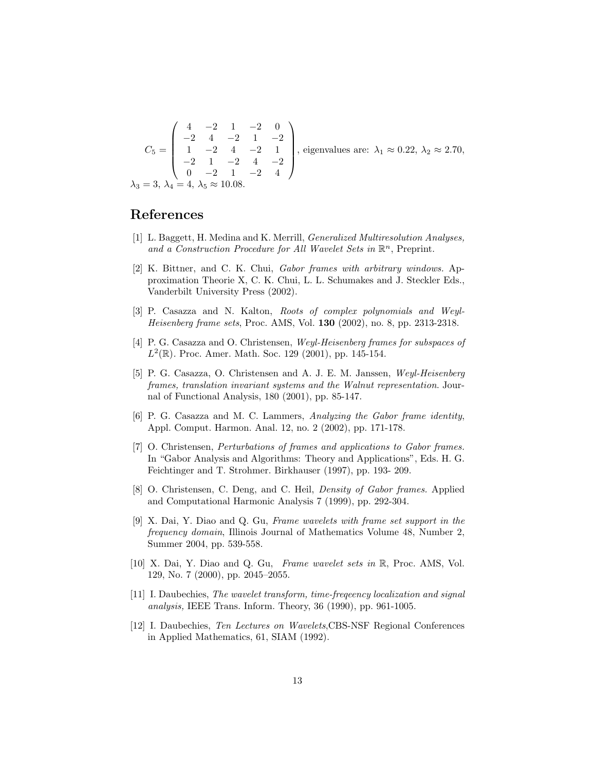$$C_5 = \begin{pmatrix} 4 & -2 & 1 & -2 & 0 \\ -2 & 4 & -2 & 1 & -2 \\ 1 & -2 & 4 & -2 & 1 \\ -2 & 1 & -2 & 4 & -2 \\ 0 & -2 & 1 & -2 & 4 \end{pmatrix}$$, eigenvalues are: $\lambda_1 \approx 0.22$, $\lambda_2 \approx 2.70$, $\lambda_3 = 3$, $\lambda_4 = 4$, $\lambda_5 \approx 10.08$.

## References

[1] L. Baggett, H. Medina and K. Merrill, *Generalized Multiresolution Analyses, and a Construction Procedure for All Wavelet Sets in* $\mathbb{R}^n$, Preprint.

[2] K. Bittner, and C. K. Chui, *Gabor frames with arbitrary windows.* Approximation Theorie X, C. K. Chui, L. L. Schumakes and J. Steckler Eds., Vanderbilt University Press (2002).

[3] P. Casazza and N. Kalton, *Roots of complex polynomials and Weyl-Heisenberg frame sets*, Proc. AMS, Vol. **130** (2002), no. 8, pp. 2313-2318.

[4] P. G. Casazza and O. Christensen, *Weyl-Heisenberg frames for subspaces of* $L^2(\mathbb{R})$. Proc. Amer. Math. Soc. 129 (2001), pp. 145-154.

[5] P. G. Casazza, O. Christensen and A. J. E. M. Janssen, *Weyl-Heisenberg frames, translation invariant systems and the Walnut representation*. Journal of Functional Analysis, 180 (2001), pp. 85-147.

[6] P. G. Casazza and M. C. Lammers, *Analyzing the Gabor frame identity*, Appl. Comput. Harmon. Anal. 12, no. 2 (2002), pp. 171-178.

[7] O. Christensen, *Perturbations of frames and applications to Gabor frames.* In "Gabor Analysis and Algorithms: Theory and Applications", Eds. H. G. Feichtinger and T. Strohmer. Birkhauser (1997), pp. 193- 209.

[8] O. Christensen, C. Deng, and C. Heil, *Density of Gabor frames.* Applied and Computational Harmonic Analysis 7 (1999), pp. 292-304.

[9] X. Dai, Y. Diao and Q. Gu, *Frame wavelets with frame set support in the frequency domain*, Illinois Journal of Mathematics Volume 48, Number 2, Summer 2004, pp. 539-558.

[10] X. Dai, Y. Diao and Q. Gu, *Frame wavelet sets in* $\mathbb{R}$, Proc. AMS, Vol. 129, No. 7 (2000), pp. 2045–2055.

[11] I. Daubechies, *The wavelet transform, time-freqeency localization and signal analysis,* IEEE Trans. Inform. Theory, 36 (1990), pp. 961-1005.

[12] I. Daubechies, *Ten Lectures on Wavelets*,CBS-NSF Regional Conferences in Applied Mathematics, 61, SIAM (1992).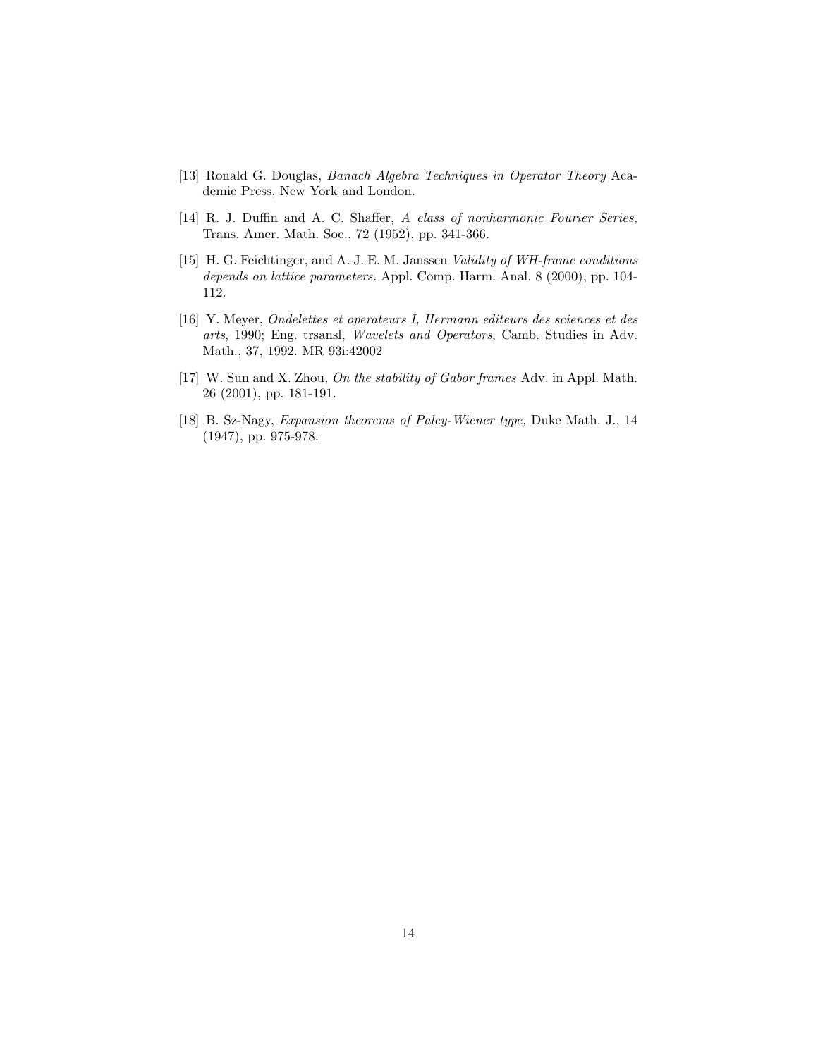[13] Ronald G. Douglas, *Banach Algebra Techniques in Operator Theory* Academic Press, New York and London.

[14] R. J. Duffin and A. C. Shaffer, *A class of nonharmonic Fourier Series,* Trans. Amer. Math. Soc., 72 (1952), pp. 341-366.

[15] H. G. Feichtinger, and A. J. E. M. Janssen *Validity of WH-frame conditions depends on lattice parameters.* Appl. Comp. Harm. Anal. 8 (2000), pp. 104-112.

[16] Y. Meyer, *Ondelettes et operateurs I, Hermann editeurs des sciences et des arts*, 1990; Eng. trsansl, *Wavelets and Operators*, Camb. Studies in Adv. Math., 37, 1992. MR 93i:42002

[17] W. Sun and X. Zhou, *On the stability of Gabor frames* Adv. in Appl. Math. 26 (2001), pp. 181-191.

[18] B. Sz-Nagy, *Expansion theorems of Paley-Wiener type,* Duke Math. J., 14 (1947), pp. 975-978.